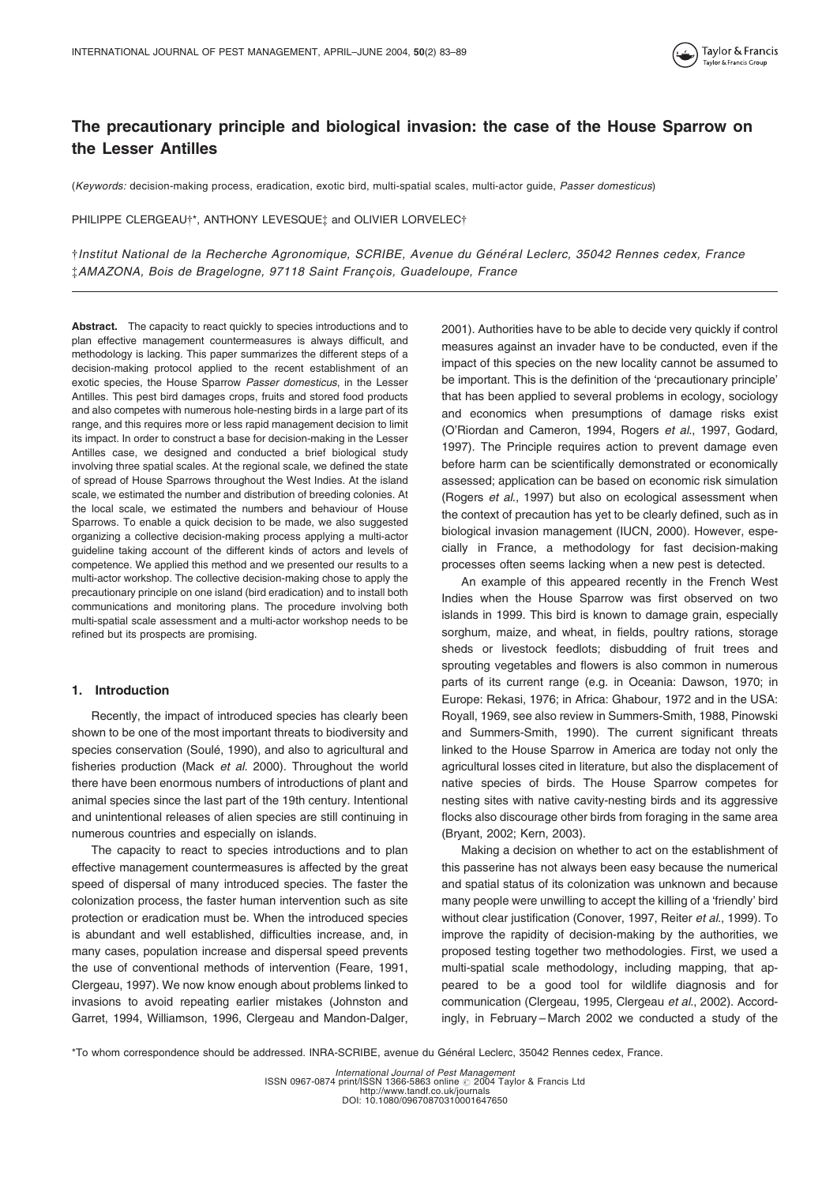# The precautionary principle and biological invasion: the case of the House Sparrow on the Lesser Antilles

(*Keywords:* decision-making process, eradication, exotic bird, multi-spatial scales, multi-actor guide, *Passer domesticus*)

PHILIPPE CLERGEAU†*, ANTHONY LEVESQUE‡ and OLIVIER LORVELEC†

†*Institut National de la Recherche Agronomique, SCRIBE, Avenue du Général Leclerc, 35042 Rennes cedex, France*
‡*AMAZONA, Bois de Bragelogne, 97118 Saint François, Guadeloupe, France*

**Abstract.** The capacity to react quickly to species introductions and to plan effective management countermeasures is always difficult, and methodology is lacking. This paper summarizes the different steps of a decision-making protocol applied to the recent establishment of an exotic species, the House Sparrow *Passer domesticus*, in the Lesser Antilles. This pest bird damages crops, fruits and stored food products and also competes with numerous hole-nesting birds in a large part of its range, and this requires more or less rapid management decision to limit its impact. In order to construct a base for decision-making in the Lesser Antilles case, we designed and conducted a brief biological study involving three spatial scales. At the regional scale, we defined the state of spread of House Sparrows throughout the West Indies. At the island scale, we estimated the number and distribution of breeding colonies. At the local scale, we estimated the numbers and behaviour of House Sparrows. To enable a quick decision to be made, we also suggested organizing a collective decision-making process applying a multi-actor guideline taking account of the different kinds of actors and levels of competence. We applied this method and we presented our results to a multi-actor workshop. The collective decision-making chose to apply the precautionary principle on one island (bird eradication) and to install both communications and monitoring plans. The procedure involving both multi-spatial scale assessment and a multi-actor workshop needs to be refined but its prospects are promising.

## 1. Introduction

Recently, the impact of introduced species has clearly been shown to be one of the most important threats to biodiversity and species conservation (Soulé, 1990), and also to agricultural and fisheries production (Mack *et al*. 2000). Throughout the world there have been enormous numbers of introductions of plant and animal species since the last part of the 19th century. Intentional and unintentional releases of alien species are still continuing in numerous countries and especially on islands.

The capacity to react to species introductions and to plan effective management countermeasures is affected by the great speed of dispersal of many introduced species. The faster the colonization process, the faster human intervention such as site protection or eradication must be. When the introduced species is abundant and well established, difficulties increase, and, in many cases, population increase and dispersal speed prevents the use of conventional methods of intervention (Feare, 1991, Clergeau, 1997). We now know enough about problems linked to invasions to avoid repeating earlier mistakes (Johnston and Garret, 1994, Williamson, 1996, Clergeau and Mandon-Dalger, 2001). Authorities have to be able to decide very quickly if control measures against an invader have to be conducted, even if the impact of this species on the new locality cannot be assumed to be important. This is the definition of the 'precautionary principle' that has been applied to several problems in ecology, sociology and economics when presumptions of damage risks exist (O'Riordan and Cameron, 1994, Rogers *et al*., 1997, Godard, 1997). The Principle requires action to prevent damage even before harm can be scientifically demonstrated or economically assessed; application can be based on economic risk simulation (Rogers *et al*., 1997) but also on ecological assessment when the context of precaution has yet to be clearly defined, such as in biological invasion management (IUCN, 2000). However, especially in France, a methodology for fast decision-making processes often seems lacking when a new pest is detected.

An example of this appeared recently in the French West Indies when the House Sparrow was first observed on two islands in 1999. This bird is known to damage grain, especially sorghum, maize, and wheat, in fields, poultry rations, storage sheds or livestock feedlots; disbudding of fruit trees and sprouting vegetables and flowers is also common in numerous parts of its current range (e.g. in Oceania: Dawson, 1970; in Europe: Rekasi, 1976; in Africa: Ghabour, 1972 and in the USA: Royall, 1969, see also review in Summers-Smith, 1988, Pinowski and Summers-Smith, 1990). The current significant threats linked to the House Sparrow in America are today not only the agricultural losses cited in literature, but also the displacement of native species of birds. The House Sparrow competes for nesting sites with native cavity-nesting birds and its aggressive flocks also discourage other birds from foraging in the same area (Bryant, 2002; Kern, 2003).

Making a decision on whether to act on the establishment of this passerine has not always been easy because the numerical and spatial status of its colonization was unknown and because many people were unwilling to accept the killing of a 'friendly' bird without clear justification (Conover, 1997, Reiter *et al*., 1999). To improve the rapidity of decision-making by the authorities, we proposed testing together two methodologies. First, we used a multi-spatial scale methodology, including mapping, that appeared to be a good tool for wildlife diagnosis and for communication (Clergeau, 1995, Clergeau *et al*., 2002). Accordingly, in February–March 2002 we conducted a study of the

*To whom correspondence should be addressed. INRA-SCRIBE, avenue du Général Leclerc, 35042 Rennes cedex, France.

International Journal of Pest Management
ISSN 0967-0874 print/ISSN 1366-5863 online © 2004 Taylor & Francis Ltd
http://www.tandf.co.uk/journals
DOI: 10.1080/09670870310001647650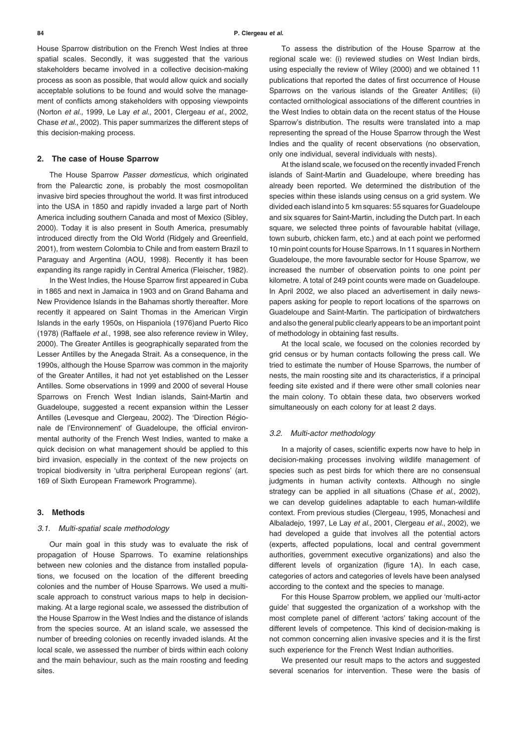House Sparrow distribution on the French West Indies at three spatial scales. Secondly, it was suggested that the various stakeholders became involved in a collective decision-making process as soon as possible, that would allow quick and socially acceptable solutions to be found and would solve the management of conflicts among stakeholders with opposing viewpoints (Norton *et al*., 1999, Le Lay *et al*., 2001, Clergeau *et al*., 2002, Chase *et al*., 2002). This paper summarizes the different steps of this decision-making process.

## 2. The case of House Sparrow

The House Sparrow *Passer domesticus*, which originated from the Palearctic zone, is probably the most cosmopolitan invasive bird species throughout the world. It was first introduced into the USA in 1850 and rapidly invaded a large part of North America including southern Canada and most of Mexico (Sibley, 2000). Today it is also present in South America, presumably introduced directly from the Old World (Ridgely and Greenfield, 2001), from western Colombia to Chile and from eastern Brazil to Paraguay and Argentina (AOU, 1998). Recently it has been expanding its range rapidly in Central America (Fleischer, 1982).

In the West Indies, the House Sparrow first appeared in Cuba in 1865 and next in Jamaica in 1903 and on Grand Bahama and New Providence Islands in the Bahamas shortly thereafter. More recently it appeared on Saint Thomas in the American Virgin Islands in the early 1950s, on Hispaniola (1976)and Puerto Rico (1978) (Raffaele *et al*., 1998, see also reference review in Wiley, 2000). The Greater Antilles is geographically separated from the Lesser Antilles by the Anegada Strait. As a consequence, in the 1990s, although the House Sparrow was common in the majority of the Greater Antilles, it had not yet established on the Lesser Antilles. Some observations in 1999 and 2000 of several House Sparrows on French West Indian islands, Saint-Martin and Guadeloupe, suggested a recent expansion within the Lesser Antilles (Levesque and Clergeau, 2002). The 'Direction Régionale de l'Environnement' of Guadeloupe, the official environmental authority of the French West Indies, wanted to make a quick decision on what management should be applied to this bird invasion, especially in the context of the new projects on tropical biodiversity in 'ultra peripheral European regions' (art. 169 of Sixth European Framework Programme).

## 3. Methods

### 3.1. Multi-spatial scale methodology

Our main goal in this study was to evaluate the risk of propagation of House Sparrows. To examine relationships between new colonies and the distance from installed populations, we focused on the location of the different breeding colonies and the number of House Sparrows. We used a multi-scale approach to construct various maps to help in decision-making. At a large regional scale, we assessed the distribution of the House Sparrow in the West Indies and the distance of islands from the species source. At an island scale, we assessed the number of breeding colonies on recently invaded islands. At the local scale, we assessed the number of birds within each colony and the main behaviour, such as the main roosting and feeding sites.

To assess the distribution of the House Sparrow at the regional scale we: (i) reviewed studies on West Indian birds, using especially the review of Wiley (2000) and we obtained 11 publications that reported the dates of first occurrence of House Sparrows on the various islands of the Greater Antilles; (ii) contacted ornithological associations of the different countries in the West Indies to obtain data on the recent status of the House Sparrow's distribution. The results were translated into a map representing the spread of the House Sparrow through the West Indies and the quality of recent observations (no observation, only one individual, several individuals with nests).

At the island scale, we focused on the recently invaded French islands of Saint-Martin and Guadeloupe, where breeding has already been reported. We determined the distribution of the species within these islands using census on a grid system. We divided each island into 5 km squares: 55 squares for Guadeloupe and six squares for Saint-Martin, including the Dutch part. In each square, we selected three points of favourable habitat (village, town suburb, chicken farm, etc.) and at each point we performed 10 min point counts for House Sparrows. In 11 squares in Northern Guadeloupe, the more favourable sector for House Sparrow, we increased the number of observation points to one point per kilometre. A total of 249 point counts were made on Guadeloupe. In April 2002, we also placed an advertisement in daily newspapers asking for people to report locations of the sparrows on Guadeloupe and Saint-Martin. The participation of birdwatchers and also the general public clearly appears to be an important point of methodology in obtaining fast results.

At the local scale, we focused on the colonies recorded by grid census or by human contacts following the press call. We tried to estimate the number of House Sparrows, the number of nests, the main roosting site and its characteristics, if a principal feeding site existed and if there were other small colonies near the main colony. To obtain these data, two observers worked simultaneously on each colony for at least 2 days.

### 3.2. Multi-actor methodology

In a majority of cases, scientific experts now have to help in decision-making processes involving wildlife management of species such as pest birds for which there are no consensual judgments in human activity contexts. Although no single strategy can be applied in all situations (Chase *et al*., 2002), we can develop guidelines adaptable to each human-wildlife context. From previous studies (Clergeau, 1995, Monachesi and Albaladejo, 1997, Le Lay *et al*., 2001, Clergeau *et al*., 2002), we had developed a guide that involves all the potential actors (experts, affected populations, local and central government authorities, government executive organizations) and also the different levels of organization (figure 1A). In each case, categories of actors and categories of levels have been analysed according to the context and the species to manage.

For this House Sparrow problem, we applied our 'multi-actor guide' that suggested the organization of a workshop with the most complete panel of different 'actors' taking account of the different levels of competence. This kind of decision-making is not common concerning alien invasive species and it is the first such experience for the French West Indian authorities.

We presented our result maps to the actors and suggested several scenarios for intervention. These were the basis of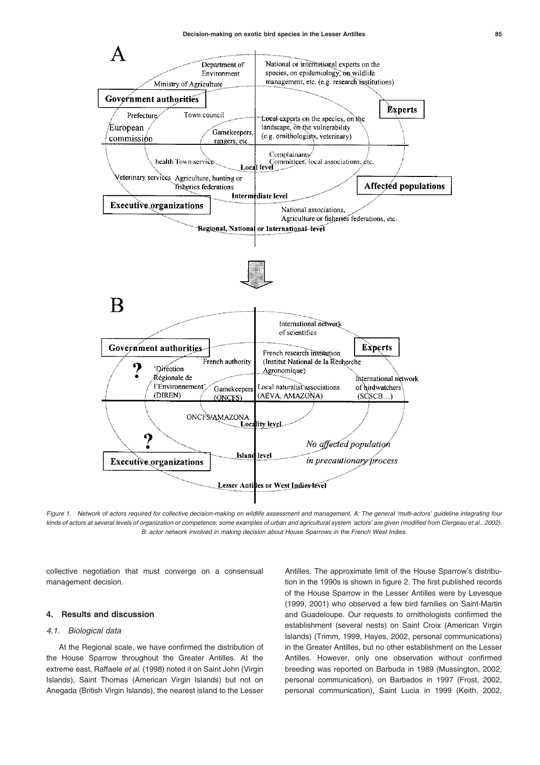*Figure 1. Network of actors required for collective decision-making on wildlife assessment and management. A: The general 'multi-actors' guideline integrating four kinds of actors at several levels of organization or competence; some examples of urban and agricultural system 'actors' are given (modified from Clergeau et al., 2002). B: actor network involved in making decision about House Sparrows in the French West Indies.*

collective negotiation that must converge on a consensual management decision.

## 4. Results and discussion

### *4.1. Biological data*

At the Regional scale, we have confirmed the distribution of the House Sparrow throughout the Greater Antilles. At the extreme east, Raffaele *et al.* (1998) noted it on Saint John (Virgin Islands), Saint Thomas (American Virgin Islands) but not on Anegada (British Virgin Islands), the nearest island to the Lesser Antilles. The approximate limit of the House Sparrow's distribution in the 1990s is shown in figure 2. The first published records of the House Sparrow in the Lesser Antilles were by Levesque (1999, 2001) who observed a few bird families on Saint-Martin and Guadeloupe. Our requests to ornithologists confirmed the establishment (several nests) on Saint Croix (American Virgin Islands) (Trimm, 1999, Hayes, 2002, personal communications) in the Greater Antilles, but no other establishment on the Lesser Antilles. However, only one observation without confirmed breeding was reported on Barbuda in 1989 (Mussington, 2002, personal communication), on Barbados in 1997 (Frost, 2002, personal communication), Saint Lucia in 1999 (Keith, 2002,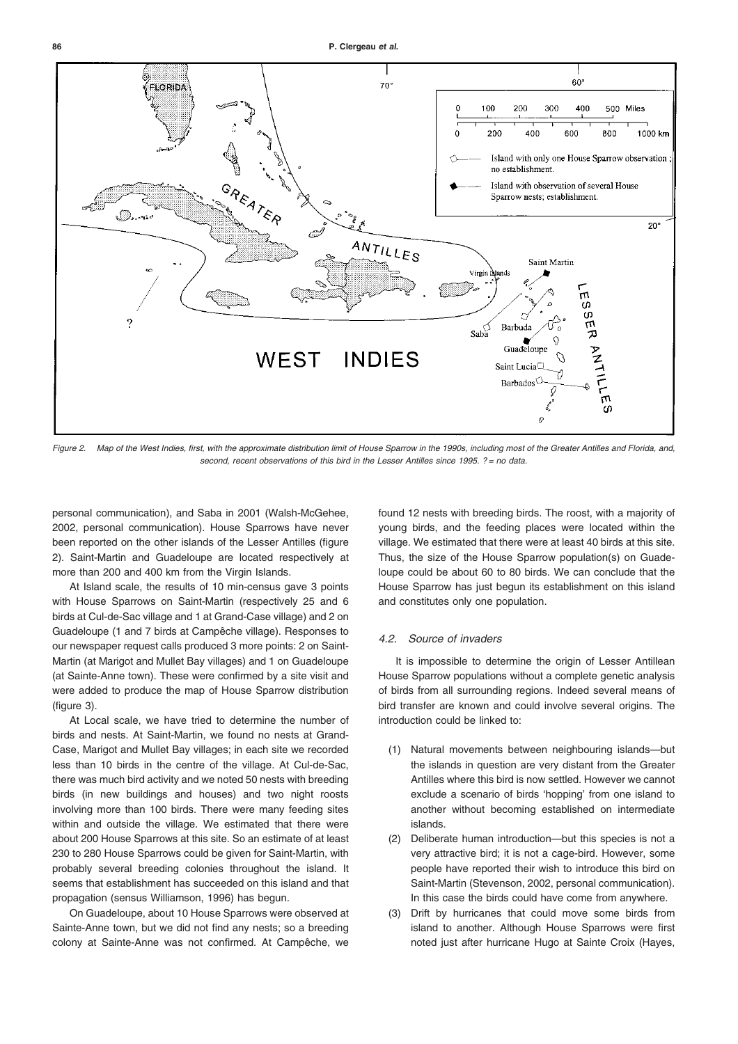Figure 2. Map of the West Indies, first, with the approximate distribution limit of House Sparrow in the 1990s, including most of the Greater Antilles and Florida, and, second, recent observations of this bird in the Lesser Antilles since 1995. ? = no data.

personal communication), and Saba in 2001 (Walsh-McGehee, 2002, personal communication). House Sparrows have never been reported on the other islands of the Lesser Antilles (figure 2). Saint-Martin and Guadeloupe are located respectively at more than 200 and 400 km from the Virgin Islands.

At Island scale, the results of 10 min-census gave 3 points with House Sparrows on Saint-Martin (respectively 25 and 6 birds at Cul-de-Sac village and 1 at Grand-Case village) and 2 on Guadeloupe (1 and 7 birds at Campêche village). Responses to our newspaper request calls produced 3 more points: 2 on Saint-Martin (at Marigot and Mullet Bay villages) and 1 on Guadeloupe (at Sainte-Anne town). These were confirmed by a site visit and were added to produce the map of House Sparrow distribution (figure 3).

At Local scale, we have tried to determine the number of birds and nests. At Saint-Martin, we found no nests at Grand-Case, Marigot and Mullet Bay villages; in each site we recorded less than 10 birds in the centre of the village. At Cul-de-Sac, there was much bird activity and we noted 50 nests with breeding birds (in new buildings and houses) and two night roosts involving more than 100 birds. There were many feeding sites within and outside the village. We estimated that there were about 200 House Sparrows at this site. So an estimate of at least 230 to 280 House Sparrows could be given for Saint-Martin, with probably several breeding colonies throughout the island. It seems that establishment has succeeded on this island and that propagation (sensus Williamson, 1996) has begun.

On Guadeloupe, about 10 House Sparrows were observed at Sainte-Anne town, but we did not find any nests; so a breeding colony at Sainte-Anne was not confirmed. At Campêche, we found 12 nests with breeding birds. The roost, with a majority of young birds, and the feeding places were located within the village. We estimated that there were at least 40 birds at this site. Thus, the size of the House Sparrow population(s) on Guadeloupe could be about 60 to 80 birds. We can conclude that the House Sparrow has just begun its establishment on this island and constitutes only one population.

### 4.2. Source of invaders

It is impossible to determine the origin of Lesser Antillean House Sparrow populations without a complete genetic analysis of birds from all surrounding regions. Indeed several means of bird transfer are known and could involve several origins. The introduction could be linked to:

(1) Natural movements between neighbouring islands—but the islands in question are very distant from the Greater Antilles where this bird is now settled. However we cannot exclude a scenario of birds 'hopping' from one island to another without becoming established on intermediate islands.
(2) Deliberate human introduction—but this species is not a very attractive bird; it is not a cage-bird. However, some people have reported their wish to introduce this bird on Saint-Martin (Stevenson, 2002, personal communication). In this case the birds could have come from anywhere.
(3) Drift by hurricanes that could move some birds from island to another. Although House Sparrows were first noted just after hurricane Hugo at Sainte Croix (Hayes,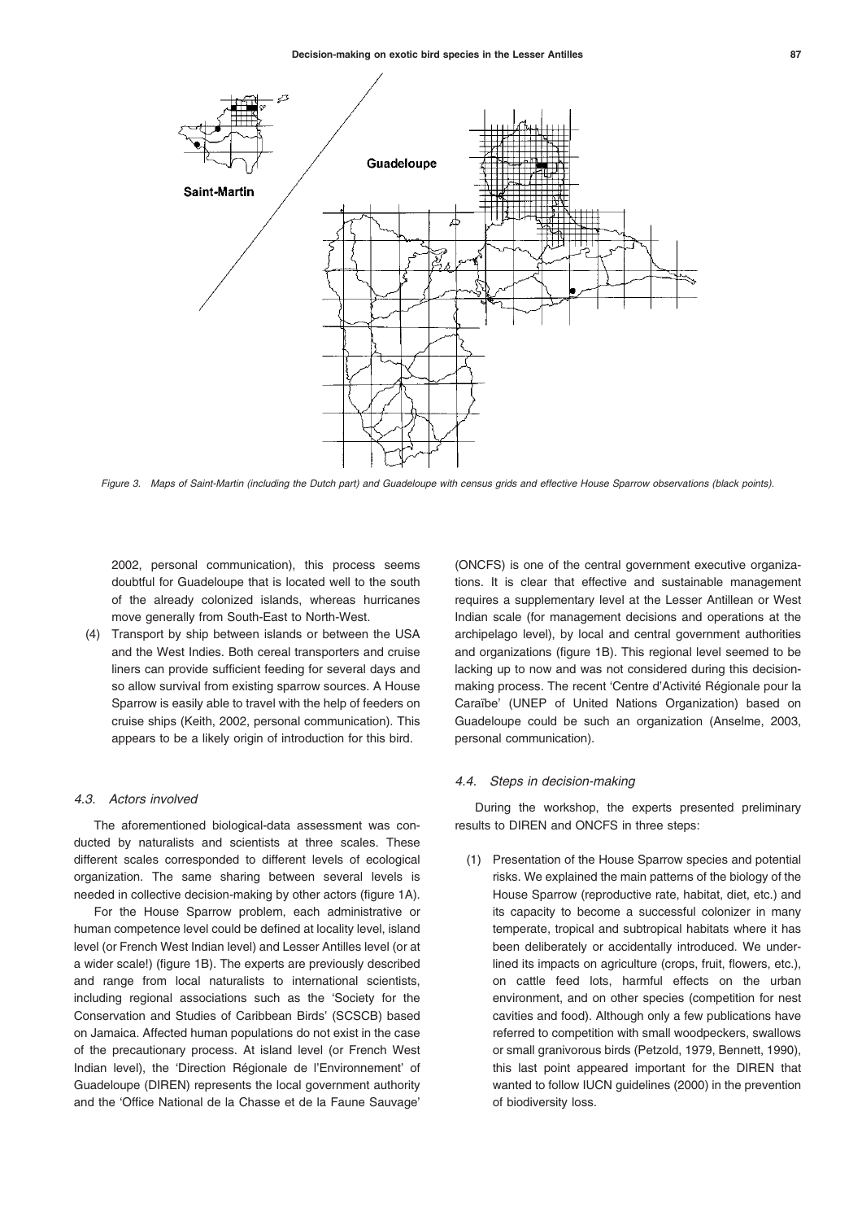Saint-Martin

Guadeloupe

*Figure 3. Maps of Saint-Martin (including the Dutch part) and Guadeloupe with census grids and effective House Sparrow observations (black points).*

2002, personal communication), this process seems doubtful for Guadeloupe that is located well to the south of the already colonized islands, whereas hurricanes move generally from South-East to North-West.

(4) Transport by ship between islands or between the USA and the West Indies. Both cereal transporters and cruise liners can provide sufficient feeding for several days and so allow survival from existing sparrow sources. A House Sparrow is easily able to travel with the help of feeders on cruise ships (Keith, 2002, personal communication). This appears to be a likely origin of introduction for this bird.

### *4.3. Actors involved*

The aforementioned biological-data assessment was conducted by naturalists and scientists at three scales. These different scales corresponded to different levels of ecological organization. The same sharing between several levels is needed in collective decision-making by other actors (figure 1A).

For the House Sparrow problem, each administrative or human competence level could be defined at locality level, island level (or French West Indian level) and Lesser Antilles level (or at a wider scale!) (figure 1B). The experts are previously described and range from local naturalists to international scientists, including regional associations such as the 'Society for the Conservation and Studies of Caribbean Birds' (SCSCB) based on Jamaica. Affected human populations do not exist in the case of the precautionary process. At island level (or French West Indian level), the 'Direction Régionale de l'Environnement' of Guadeloupe (DIREN) represents the local government authority and the 'Office National de la Chasse et de la Faune Sauvage' (ONCFS) is one of the central government executive organizations. It is clear that effective and sustainable management requires a supplementary level at the Lesser Antillean or West Indian scale (for management decisions and operations at the archipelago level), by local and central government authorities and organizations (figure 1B). This regional level seemed to be lacking up to now and was not considered during this decision-making process. The recent 'Centre d'Activité Régionale pour la Caraïbe' (UNEP of United Nations Organization) based on Guadeloupe could be such an organization (Anselme, 2003, personal communication).

### *4.4. Steps in decision-making*

During the workshop, the experts presented preliminary results to DIREN and ONCFS in three steps:

(1) Presentation of the House Sparrow species and potential risks. We explained the main patterns of the biology of the House Sparrow (reproductive rate, habitat, diet, etc.) and its capacity to become a successful colonizer in many temperate, tropical and subtropical habitats where it has been deliberately or accidentally introduced. We underlined its impacts on agriculture (crops, fruit, flowers, etc.), on cattle feed lots, harmful effects on the urban environment, and on other species (competition for nest cavities and food). Although only a few publications have referred to competition with small woodpeckers, swallows or small granivorous birds (Petzold, 1979, Bennett, 1990), this last point appeared important for the DIREN that wanted to follow IUCN guidelines (2000) in the prevention of biodiversity loss.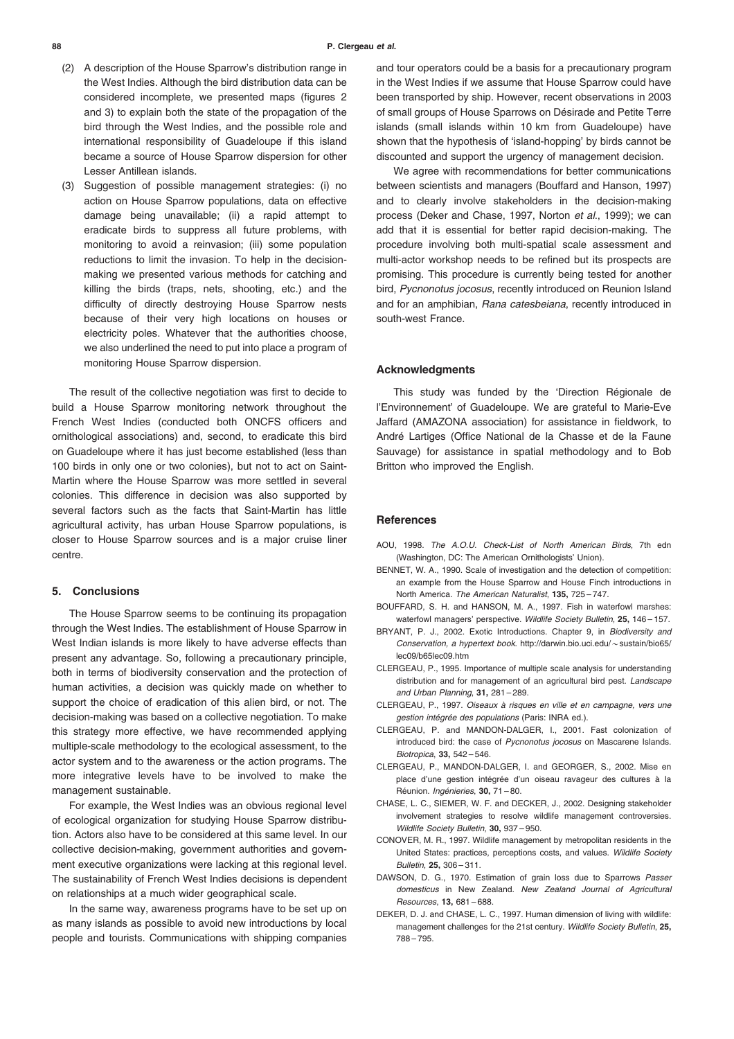(2) A description of the House Sparrow's distribution range in the West Indies. Although the bird distribution data can be considered incomplete, we presented maps (figures 2 and 3) to explain both the state of the propagation of the bird through the West Indies, and the possible role and international responsibility of Guadeloupe if this island became a source of House Sparrow dispersion for other Lesser Antillean islands.

(3) Suggestion of possible management strategies: (i) no action on House Sparrow populations, data on effective damage being unavailable; (ii) a rapid attempt to eradicate birds to suppress all future problems, with monitoring to avoid a reinvasion; (iii) some population reductions to limit the invasion. To help in the decision-making we presented various methods for catching and killing the birds (traps, nets, shooting, etc.) and the difficulty of directly destroying House Sparrow nests because of their very high locations on houses or electricity poles. Whatever that the authorities choose, we also underlined the need to put into place a program of monitoring House Sparrow dispersion.

The result of the collective negotiation was first to decide to build a House Sparrow monitoring network throughout the French West Indies (conducted both ONCFS officers and ornithological associations) and, second, to eradicate this bird on Guadeloupe where it has just become established (less than 100 birds in only one or two colonies), but not to act on Saint-Martin where the House Sparrow was more settled in several colonies. This difference in decision was also supported by several factors such as the facts that Saint-Martin has little agricultural activity, has urban House Sparrow populations, is closer to House Sparrow sources and is a major cruise liner centre.

## 5. Conclusions

The House Sparrow seems to be continuing its propagation through the West Indies. The establishment of House Sparrow in West Indian islands is more likely to have adverse effects than present any advantage. So, following a precautionary principle, both in terms of biodiversity conservation and the protection of human activities, a decision was quickly made on whether to support the choice of eradication of this alien bird, or not. The decision-making was based on a collective negotiation. To make this strategy more effective, we have recommended applying multiple-scale methodology to the ecological assessment, to the actor system and to the awareness or the action programs. The more integrative levels have to be involved to make the management sustainable.

For example, the West Indies was an obvious regional level of ecological organization for studying House Sparrow distribution. Actors also have to be considered at this same level. In our collective decision-making, government authorities and government executive organizations were lacking at this regional level. The sustainability of French West Indies decisions is dependent on relationships at a much wider geographical scale.

In the same way, awareness programs have to be set up on as many islands as possible to avoid new introductions by local people and tourists. Communications with shipping companies and tour operators could be a basis for a precautionary program in the West Indies if we assume that House Sparrow could have been transported by ship. However, recent observations in 2003 of small groups of House Sparrows on Désirade and Petite Terre islands (small islands within 10 km from Guadeloupe) have shown that the hypothesis of 'island-hopping' by birds cannot be discounted and support the urgency of management decision.

We agree with recommendations for better communications between scientists and managers (Bouffard and Hanson, 1997) and to clearly involve stakeholders in the decision-making process (Deker and Chase, 1997, Norton *et al.*, 1999); we can add that it is essential for better rapid decision-making. The procedure involving both multi-spatial scale assessment and multi-actor workshop needs to be refined but its prospects are promising. This procedure is currently being tested for another bird, *Pycnonotus jocosus*, recently introduced on Reunion Island and for an amphibian, *Rana catesbeiana*, recently introduced in south-west France.

## Acknowledgments

This study was funded by the 'Direction Régionale de l'Environnement' of Guadeloupe. We are grateful to Marie-Eve Jaffard (AMAZONA association) for assistance in fieldwork, to André Lartiges (Office National de la Chasse et de la Faune Sauvage) for assistance in spatial methodology and to Bob Britton who improved the English.

## References

AOU, 1998. *The A.O.U. Check-List of North American Birds*, 7th edn (Washington, DC: The American Ornithologists' Union).

BENNET, W. A., 1990. Scale of investigation and the detection of competition: an example from the House Sparrow and House Finch introductions in North America. *The American Naturalist*, **135,** 725–747.

BOUFFARD, S. H. and HANSON, M. A., 1997. Fish in waterfowl marshes: waterfowl managers' perspective. *Wildlife Society Bulletin*, **25,** 146–157.

BRYANT, P. J., 2002. Exotic Introductions. Chapter 9, in *Biodiversity and Conservation, a hypertext book*. http://darwin.bio.uci.edu/~sustain/bio65/lec09/b65lec09.htm

CLERGEAU, P., 1995. Importance of multiple scale analysis for understanding distribution and for management of an agricultural bird pest. *Landscape and Urban Planning*, **31,** 281–289.

CLERGEAU, P., 1997. *Oiseaux à risques en ville et en campagne, vers une gestion intégrée des populations* (Paris: INRA ed.).

CLERGEAU, P. and MANDON-DALGER, I., 2001. Fast colonization of introduced bird: the case of *Pycnonotus jocosus* on Mascarene Islands. *Biotropica*, **33,** 542–546.

CLERGEAU, P., MANDON-DALGER, I. and GEORGER, S., 2002. Mise en place d'une gestion intégrée d'un oiseau ravageur des cultures à la Réunion. *Ingénieries*, **30,** 71–80.

CHASE, L. C., SIEMER, W. F. and DECKER, J., 2002. Designing stakeholder involvement strategies to resolve wildlife management controversies. *Wildlife Society Bulletin*, **30,** 937–950.

CONOVER, M. R., 1997. Wildlife management by metropolitan residents in the United States: practices, perceptions costs, and values. *Wildlife Society Bulletin*, **25,** 306–311.

DAWSON, D. G., 1970. Estimation of grain loss due to Sparrows *Passer domesticus* in New Zealand. *New Zealand Journal of Agricultural Resources*, **13,** 681–688.

DEKER, D. J. and CHASE, L. C., 1997. Human dimension of living with wildlife: management challenges for the 21st century. *Wildlife Society Bulletin*, **25,** 788–795.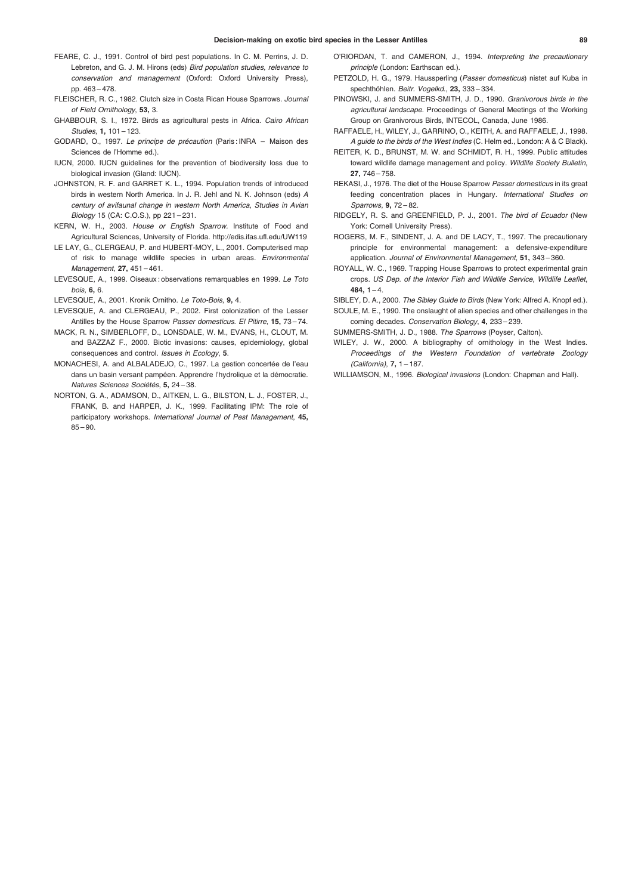FEARE, C. J., 1991. Control of bird pest populations. In C. M. Perrins, J. D. Lebreton, and G. J. M. Hirons (eds) *Bird population studies, relevance to conservation and management* (Oxford: Oxford University Press), pp. 463 – 478.

FLEISCHER, R. C., 1982. Clutch size in Costa Rican House Sparrows. *Journal of Field Ornithology*, **53,** 3.

GHABBOUR, S. I., 1972. Birds as agricultural pests in Africa. *Cairo African Studies*, **1,** 101 – 123.

GODARD, O., 1997. *Le principe de précaution* (Paris : INRA – Maison des Sciences de l'Homme ed.).

IUCN, 2000. IUCN guidelines for the prevention of biodiversity loss due to biological invasion (Gland: IUCN).

JOHNSTON, R. F. and GARRET K. L., 1994. Population trends of introduced birds in western North America. In J. R. Jehl and N. K. Johnson (eds) *A century of avifaunal change in western North America*, *Studies in Avian Biology* 15 (CA: C.O.S.), pp 221 – 231.

KERN, W. H., 2003. *House or English Sparrow*. Institute of Food and Agricultural Sciences, University of Florida. http://edis.ifas.ufl.edu/UW119

LE LAY, G., CLERGEAU, P. and HUBERT-MOY, L., 2001. Computerised map of risk to manage wildlife species in urban areas. *Environmental Management*, **27,** 451 – 461.

LEVESQUE, A., 1999. Oiseaux : observations remarquables en 1999. *Le Toto bois*, **6,** 6.

LEVESQUE, A., 2001. Kronik Ornitho. *Le Toto-Bois*, **9,** 4.

LEVESQUE, A. and CLERGEAU, P., 2002. First colonization of the Lesser Antilles by the House Sparrow *Passer domesticus*. *El Pitirre*, **15,** 73 – 74.

MACK, R. N., SIMBERLOFF, D., LONSDALE, W. M., EVANS, H., CLOUT, M. and BAZZAZ F., 2000. Biotic invasions: causes, epidemiology, global consequences and control. *Issues in Ecology*, **5**.

MONACHESI, A. and ALBALADEJO, C., 1997. La gestion concertée de l'eau dans un basin versant pampéen. Apprendre l'hydrolique et la démocratie. *Natures Sciences Sociétés*, **5,** 24 – 38.

NORTON, G. A., ADAMSON, D., AITKEN, L. G., BILSTON, L. J., FOSTER, J., FRANK, B. and HARPER, J. K., 1999. Facilitating IPM: The role of participatory workshops. *International Journal of Pest Management*, **45,** 85 – 90.

O'RIORDAN, T. and CAMERON, J., 1994. *Interpreting the precautionary principle* (London: Earthscan ed.).

PETZOLD, H. G., 1979. Haussperling (*Passer domesticus*) nistet auf Kuba in spechthöhlen. *Beitr. Vogelkd.*, **23,** 333 – 334.

PINOWSKI, J. and SUMMERS-SMITH, J. D., 1990. *Granivorous birds in the agricultural landscape*. Proceedings of General Meetings of the Working Group on Granivorous Birds, INTECOL, Canada, June 1986.

RAFFAELE, H., WILEY, J., GARRINO, O., KEITH, A. and RAFFAELE, J., 1998. *A guide to the birds of the West Indies* (C. Helm ed., London: A & C Black).

REITER, K. D., BRUNST, M. W. and SCHMIDT, R. H., 1999. Public attitudes toward wildlife damage management and policy. *Wildlife Society Bulletin*, **27,** 746 – 758.

REKASI, J., 1976. The diet of the House Sparrow *Passer domesticus* in its great feeding concentration places in Hungary. *International Studies on Sparrows*, **9,** 72 – 82.

RIDGELY, R. S. and GREENFIELD, P. J., 2001. *The bird of Ecuador* (New York: Cornell University Press).

ROGERS, M. F., SINDENT, J. A. and DE LACY, T., 1997. The precautionary principle for environmental management: a defensive-expenditure application. *Journal of Environmental Management*, **51,** 343 – 360.

ROYALL, W. C., 1969. Trapping House Sparrows to protect experimental grain crops. *US Dep. of the Interior Fish and Wildlife Service, Wildlife Leaflet*, **484,** 1 – 4.

SIBLEY, D. A., 2000. *The Sibley Guide to Birds* (New York: Alfred A. Knopf ed.).

SOULE, M. E., 1990. The onslaught of alien species and other challenges in the coming decades. *Conservation Biology*, **4,** 233 – 239.

SUMMERS-SMITH, J. D., 1988. *The Sparrows* (Poyser, Calton).

WILEY, J. W., 2000. A bibliography of ornithology in the West Indies. *Proceedings of the Western Foundation of vertebrate Zoology (California)*, **7,** 1 – 187.

WILLIAMSON, M., 1996. *Biological invasions* (London: Chapman and Hall).